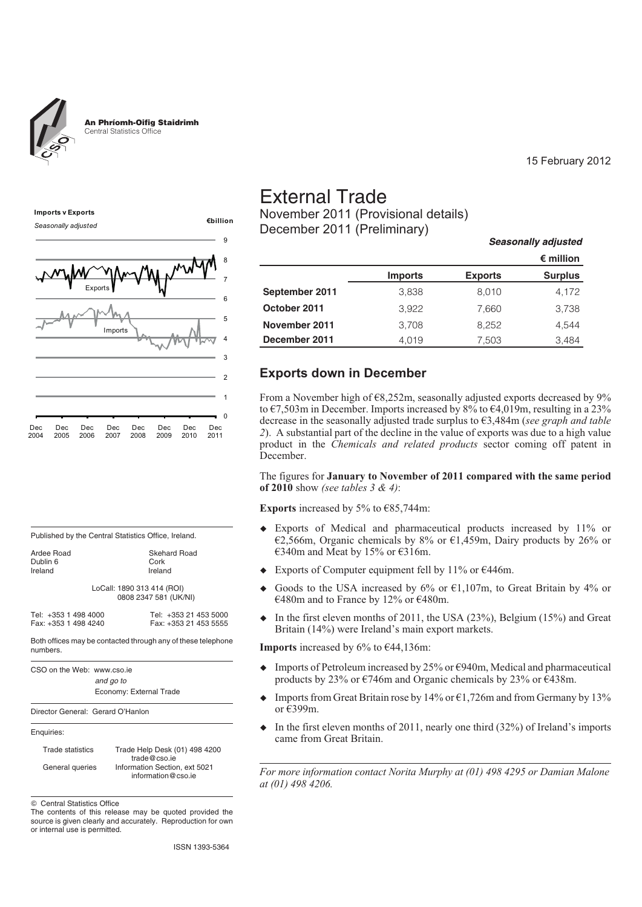An Phríomh-Oifig Staidrimh
Central Statistics Office

15 February 2012

# External Trade

November 2011 (Provisional details)
December 2011 (Preliminary)

***Seasonally adjusted***

| | | | € million |
|---|---|---|---|
| | **Imports** | **Exports** | **Surplus** |
| **September 2011** | 3,838 | 8,010 | 4,172 |
| **October 2011** | 3,922 | 7,660 | 3,738 |
| **November 2011** | 3,708 | 8,252 | 4,544 |
| **December 2011** | 4,019 | 7,503 | 3,484 |

**Imports v Exports**
*Seasonally adjusted*
€billion

## Exports down in December

From a November high of €8,252m, seasonally adjusted exports decreased by 9% to €7,503m in December. Imports increased by 8% to €4,019m, resulting in a 23% decrease in the seasonally adjusted trade surplus to €3,484m (*see graph and table 2*). A substantial part of the decline in the value of exports was due to a high value product in the *Chemicals and related products* sector coming off patent in December.

The figures for **January to November of 2011 compared with the same period of 2010** show *(see tables 3 & 4)*:

**Exports** increased by 5% to €85,744m:

- Exports of Medical and pharmaceutical products increased by 11% or €2,566m, Organic chemicals by 8% or €1,459m, Dairy products by 26% or €340m and Meat by 15% or €316m.
- Exports of Computer equipment fell by 11% or €446m.
- Goods to the USA increased by 6% or €1,107m, to Great Britain by 4% or €480m and to France by 12% or €480m.
- In the first eleven months of 2011, the USA (23%), Belgium (15%) and Great Britain (14%) were Ireland's main export markets.

**Imports** increased by 6% to €44,136m:

- Imports of Petroleum increased by 25% or €940m, Medical and pharmaceutical products by 23% or €746m and Organic chemicals by 23% or €438m.
- Imports from Great Britain rose by 14% or €1,726m and from Germany by 13% or €399m.
- In the first eleven months of 2011, nearly one third (32%) of Ireland's imports came from Great Britain.

*For more information contact Norita Murphy at (01) 498 4295 or Damian Malone at (01) 498 4206.*

Published by the Central Statistics Office, Ireland.

Ardee Road
Dublin 6
Ireland

Skehard Road
Cork
Ireland

LoCall: 1890 313 414 (ROI)
0808 2347 581 (UK/NI)

Tel: +353 1 498 4000
Fax: +353 1 498 4240

Tel: +353 21 453 5000
Fax: +353 21 453 5555

Both offices may be contacted through any of these telephone numbers.

CSO on the Web: www.cso.ie
*and go to*
Economy: External Trade

Director General: Gerard O'Hanlon

Enquiries:

| | |
|---|---|
| Trade statistics | Trade Help Desk (01) 498 4200 trade@cso.ie |
| General queries | Information Section, ext 5021 information@cso.ie |

© Central Statistics Office
The contents of this release may be quoted provided the source is given clearly and accurately. Reproduction for own or internal use is permitted.

ISSN 1393-5364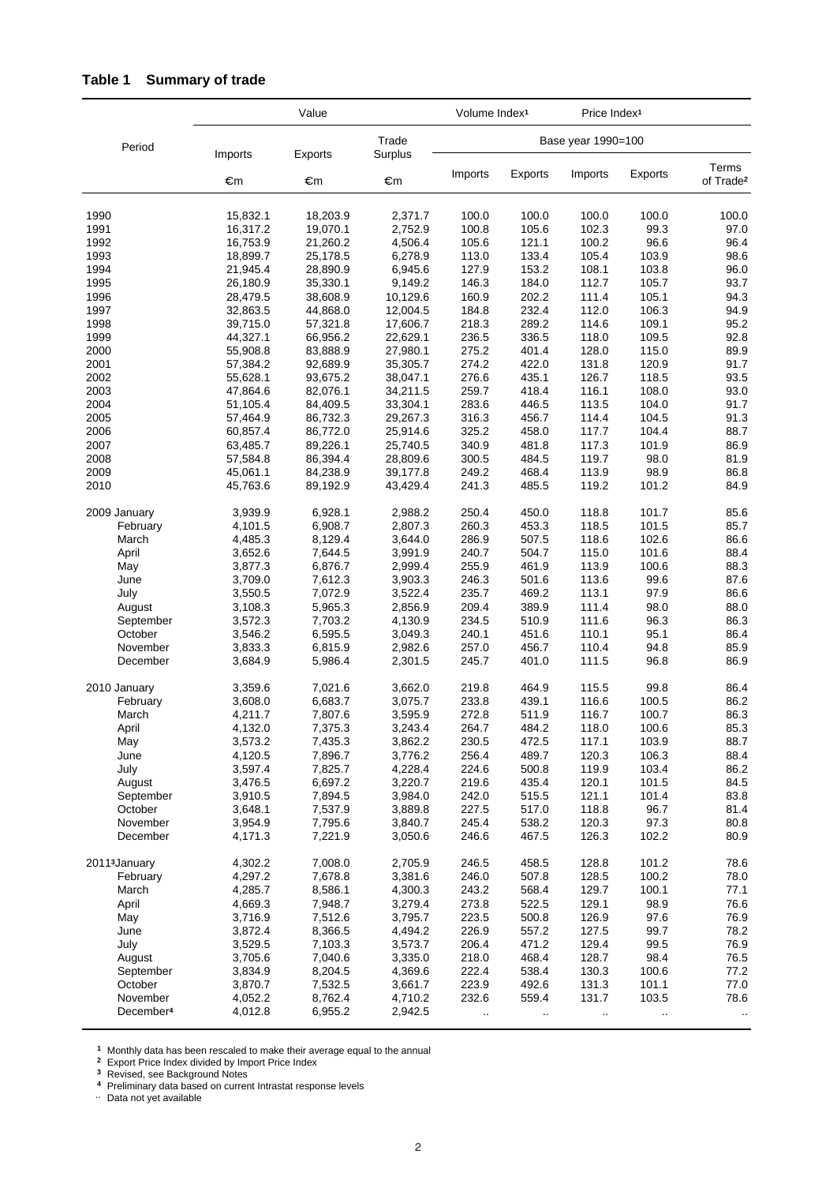## Table 1 Summary of trade

| Period | Value | | | Volume Index[1] | | Price Index[1] | | |
|---|---|---|---|---|---|---|---|---|
| | Imports | Exports | Trade Surplus | Base year 1990=100 | | | | |
| | €m | €m | €m | Imports | Exports | Imports | Exports | Terms of Trade[2] |
| 1990 | 15,832.1 | 18,203.9 | 2,371.7 | 100.0 | 100.0 | 100.0 | 100.0 | 100.0 |
| 1991 | 16,317.2 | 19,070.1 | 2,752.9 | 100.8 | 105.6 | 102.3 | 99.3 | 97.0 |
| 1992 | 16,753.9 | 21,260.2 | 4,506.4 | 105.6 | 121.1 | 100.2 | 96.6 | 96.4 |
| 1993 | 18,899.7 | 25,178.5 | 6,278.9 | 113.0 | 133.4 | 105.4 | 103.9 | 98.6 |
| 1994 | 21,945.4 | 28,890.9 | 6,945.6 | 127.9 | 153.2 | 108.1 | 103.8 | 96.0 |
| 1995 | 26,180.9 | 35,330.1 | 9,149.2 | 146.3 | 184.0 | 112.7 | 105.7 | 93.7 |
| 1996 | 28,479.5 | 38,608.9 | 10,129.6 | 160.9 | 202.2 | 111.4 | 105.1 | 94.3 |
| 1997 | 32,863.5 | 44,868.0 | 12,004.5 | 184.8 | 232.4 | 112.0 | 106.3 | 94.9 |
| 1998 | 39,715.0 | 57,321.8 | 17,606.7 | 218.3 | 289.2 | 114.6 | 109.1 | 95.2 |
| 1999 | 44,327.1 | 66,956.2 | 22,629.1 | 236.5 | 336.5 | 118.0 | 109.5 | 92.8 |
| 2000 | 55,908.8 | 83,888.9 | 27,980.1 | 275.2 | 401.4 | 128.0 | 115.0 | 89.9 |
| 2001 | 57,384.2 | 92,689.9 | 35,305.7 | 274.2 | 422.0 | 131.8 | 120.9 | 91.7 |
| 2002 | 55,628.1 | 93,675.2 | 38,047.1 | 276.6 | 435.1 | 126.7 | 118.5 | 93.5 |
| 2003 | 47,864.6 | 82,076.1 | 34,211.5 | 259.7 | 418.4 | 116.1 | 108.0 | 93.0 |
| 2004 | 51,105.4 | 84,409.5 | 33,304.1 | 283.6 | 446.5 | 113.5 | 104.0 | 91.7 |
| 2005 | 57,464.9 | 86,732.3 | 29,267.3 | 316.3 | 456.7 | 114.4 | 104.5 | 91.3 |
| 2006 | 60,857.4 | 86,772.0 | 25,914.6 | 325.2 | 458.0 | 117.7 | 104.4 | 88.7 |
| 2007 | 63,485.7 | 89,226.1 | 25,740.5 | 340.9 | 481.8 | 117.3 | 101.9 | 86.9 |
| 2008 | 57,584.8 | 86,394.4 | 28,809.6 | 300.5 | 484.5 | 119.7 | 98.0 | 81.9 |
| 2009 | 45,061.1 | 84,238.9 | 39,177.8 | 249.2 | 468.4 | 113.9 | 98.9 | 86.8 |
| 2010 | 45,763.6 | 89,192.9 | 43,429.4 | 241.3 | 485.5 | 119.2 | 101.2 | 84.9 |
| 2009 January | 3,939.9 | 6,928.1 | 2,988.2 | 250.4 | 450.0 | 118.8 | 101.7 | 85.6 |
| February | 4,101.5 | 6,908.7 | 2,807.3 | 260.3 | 453.3 | 118.5 | 101.5 | 85.7 |
| March | 4,485.3 | 8,129.4 | 3,644.0 | 286.9 | 507.5 | 118.6 | 102.6 | 86.6 |
| April | 3,652.6 | 7,644.5 | 3,991.9 | 240.7 | 504.7 | 115.0 | 101.6 | 88.4 |
| May | 3,877.3 | 6,876.7 | 2,999.4 | 255.9 | 461.9 | 113.9 | 100.6 | 88.3 |
| June | 3,709.0 | 7,612.3 | 3,903.3 | 246.3 | 501.6 | 113.6 | 99.6 | 87.6 |
| July | 3,550.5 | 7,072.9 | 3,522.4 | 235.7 | 469.2 | 113.1 | 97.9 | 86.6 |
| August | 3,108.3 | 5,965.3 | 2,856.9 | 209.4 | 389.9 | 111.4 | 98.0 | 88.0 |
| September | 3,572.3 | 7,703.2 | 4,130.9 | 234.5 | 510.9 | 111.6 | 96.3 | 86.3 |
| October | 3,546.2 | 6,595.5 | 3,049.3 | 240.1 | 451.6 | 110.1 | 95.1 | 86.4 |
| November | 3,833.3 | 6,815.9 | 2,982.6 | 257.0 | 456.7 | 110.4 | 94.8 | 85.9 |
| December | 3,684.9 | 5,986.4 | 2,301.5 | 245.7 | 401.0 | 111.5 | 96.8 | 86.9 |
| 2010 January | 3,359.6 | 7,021.6 | 3,662.0 | 219.8 | 464.9 | 115.5 | 99.8 | 86.4 |
| February | 3,608.0 | 6,683.7 | 3,075.7 | 233.8 | 439.1 | 116.6 | 100.5 | 86.2 |
| March | 4,211.7 | 7,807.6 | 3,595.9 | 272.8 | 511.9 | 116.7 | 100.7 | 86.3 |
| April | 4,132.0 | 7,375.3 | 3,243.4 | 264.7 | 484.2 | 118.0 | 100.6 | 85.3 |
| May | 3,573.2 | 7,435.3 | 3,862.2 | 230.5 | 472.5 | 117.1 | 103.9 | 88.7 |
| June | 4,120.5 | 7,896.7 | 3,776.2 | 256.4 | 489.7 | 120.3 | 106.3 | 88.4 |
| July | 3,597.4 | 7,825.7 | 4,228.4 | 224.6 | 500.8 | 119.9 | 103.4 | 86.2 |
| August | 3,476.5 | 6,697.2 | 3,220.7 | 219.6 | 435.4 | 120.1 | 101.5 | 84.5 |
| September | 3,910.5 | 7,894.5 | 3,984.0 | 242.0 | 515.5 | 121.1 | 101.4 | 83.8 |
| October | 3,648.1 | 7,537.9 | 3,889.8 | 227.5 | 517.0 | 118.8 | 96.7 | 81.4 |
| November | 3,954.9 | 7,795.6 | 3,840.7 | 245.4 | 538.2 | 120.3 | 97.3 | 80.8 |
| December | 4,171.3 | 7,221.9 | 3,050.6 | 246.6 | 467.5 | 126.3 | 102.2 | 80.9 |
| 2011[3] January | 4,302.2 | 7,008.0 | 2,705.9 | 246.5 | 458.5 | 128.8 | 101.2 | 78.6 |
| February | 4,297.2 | 7,678.8 | 3,381.6 | 246.0 | 507.8 | 128.5 | 100.2 | 78.0 |
| March | 4,285.7 | 8,586.1 | 4,300.3 | 243.2 | 568.4 | 129.7 | 100.1 | 77.1 |
| April | 4,669.3 | 7,948.7 | 3,279.4 | 273.8 | 522.5 | 129.1 | 98.9 | 76.6 |
| May | 3,716.9 | 7,512.6 | 3,795.7 | 223.5 | 500.8 | 126.9 | 97.6 | 76.9 |
| June | 3,872.4 | 8,366.5 | 4,494.2 | 226.9 | 557.2 | 127.5 | 99.7 | 78.2 |
| July | 3,529.5 | 7,103.3 | 3,573.7 | 206.4 | 471.2 | 129.4 | 99.5 | 76.9 |
| August | 3,705.6 | 7,040.6 | 3,335.0 | 218.0 | 468.4 | 128.7 | 98.4 | 76.5 |
| September | 3,834.9 | 8,204.5 | 4,369.6 | 222.4 | 538.4 | 130.3 | 100.6 | 77.2 |
| October | 3,870.7 | 7,532.5 | 3,661.7 | 223.9 | 492.6 | 131.3 | 101.1 | 77.0 |
| November | 4,052.2 | 8,762.4 | 4,710.2 | 232.6 | 559.4 | 131.7 | 103.5 | 78.6 |
| December[4] | 4,012.8 | 6,955.2 | 2,942.5 | .. | .. | .. | .. | .. |

[1] Monthly data has been rescaled to make their average equal to the annual
[2] Export Price Index divided by Import Price Index
[3] Revised, see Background Notes
[4] Preliminary data based on current Intrastat response levels
.. Data not yet available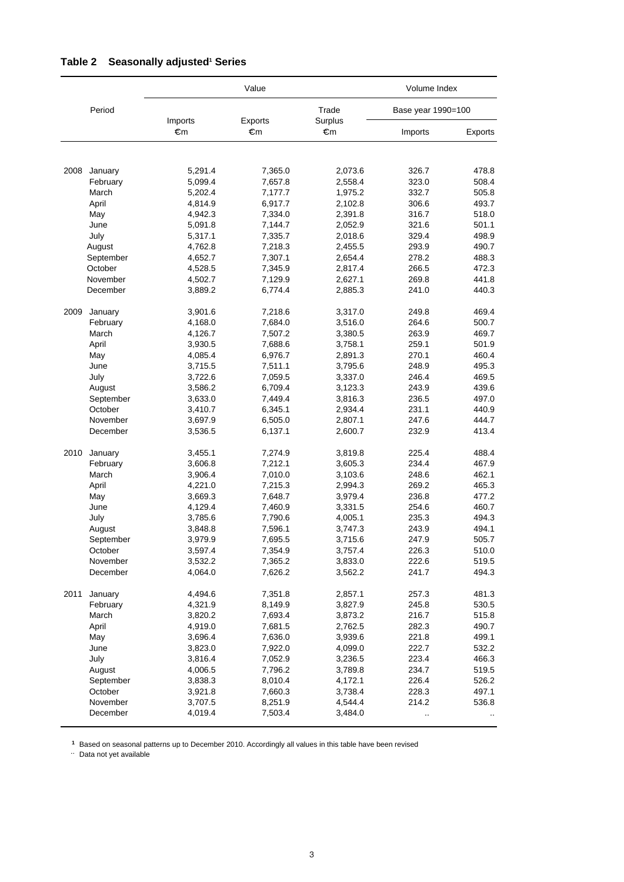## Table 2 Seasonally adjusted[1] Series

| Period | | Value | | | Volume Index | |
|---|---|---|---|---|---|---|
| | | | | | Base year 1990=100 | |
| | | Imports €m | Exports €m | Trade Surplus €m | Imports | Exports |
| 2008 | January | 5,291.4 | 7,365.0 | 2,073.6 | 326.7 | 478.8 |
| | February | 5,099.4 | 7,657.8 | 2,558.4 | 323.0 | 508.4 |
| | March | 5,202.4 | 7,177.7 | 1,975.2 | 332.7 | 505.8 |
| | April | 4,814.9 | 6,917.7 | 2,102.8 | 306.6 | 493.7 |
| | May | 4,942.3 | 7,334.0 | 2,391.8 | 316.7 | 518.0 |
| | June | 5,091.8 | 7,144.7 | 2,052.9 | 321.6 | 501.1 |
| | July | 5,317.1 | 7,335.7 | 2,018.6 | 329.4 | 498.9 |
| | August | 4,762.8 | 7,218.3 | 2,455.5 | 293.9 | 490.7 |
| | September | 4,652.7 | 7,307.1 | 2,654.4 | 278.2 | 488.3 |
| | October | 4,528.5 | 7,345.9 | 2,817.4 | 266.5 | 472.3 |
| | November | 4,502.7 | 7,129.9 | 2,627.1 | 269.8 | 441.8 |
| | December | 3,889.2 | 6,774.4 | 2,885.3 | 241.0 | 440.3 |
| 2009 | January | 3,901.6 | 7,218.6 | 3,317.0 | 249.8 | 469.4 |
| | February | 4,168.0 | 7,684.0 | 3,516.0 | 264.6 | 500.7 |
| | March | 4,126.7 | 7,507.2 | 3,380.5 | 263.9 | 469.7 |
| | April | 3,930.5 | 7,688.6 | 3,758.1 | 259.1 | 501.9 |
| | May | 4,085.4 | 6,976.7 | 2,891.3 | 270.1 | 460.4 |
| | June | 3,715.5 | 7,511.1 | 3,795.6 | 248.9 | 495.3 |
| | July | 3,722.6 | 7,059.5 | 3,337.0 | 246.4 | 469.5 |
| | August | 3,586.2 | 6,709.4 | 3,123.3 | 243.9 | 439.6 |
| | September | 3,633.0 | 7,449.4 | 3,816.3 | 236.5 | 497.0 |
| | October | 3,410.7 | 6,345.1 | 2,934.4 | 231.1 | 440.9 |
| | November | 3,697.9 | 6,505.0 | 2,807.1 | 247.6 | 444.7 |
| | December | 3,536.5 | 6,137.1 | 2,600.7 | 232.9 | 413.4 |
| 2010 | January | 3,455.1 | 7,274.9 | 3,819.8 | 225.4 | 488.4 |
| | February | 3,606.8 | 7,212.1 | 3,605.3 | 234.4 | 467.9 |
| | March | 3,906.4 | 7,010.0 | 3,103.6 | 248.6 | 462.1 |
| | April | 4,221.0 | 7,215.3 | 2,994.3 | 269.2 | 465.3 |
| | May | 3,669.3 | 7,648.7 | 3,979.4 | 236.8 | 477.2 |
| | June | 4,129.4 | 7,460.9 | 3,331.5 | 254.6 | 460.7 |
| | July | 3,785.6 | 7,790.6 | 4,005.1 | 235.3 | 494.3 |
| | August | 3,848.8 | 7,596.1 | 3,747.3 | 243.9 | 494.1 |
| | September | 3,979.9 | 7,695.5 | 3,715.6 | 247.9 | 505.7 |
| | October | 3,597.4 | 7,354.9 | 3,757.4 | 226.3 | 510.0 |
| | November | 3,532.2 | 7,365.2 | 3,833.0 | 222.6 | 519.5 |
| | December | 4,064.0 | 7,626.2 | 3,562.2 | 241.7 | 494.3 |
| 2011 | January | 4,494.6 | 7,351.8 | 2,857.1 | 257.3 | 481.3 |
| | February | 4,321.9 | 8,149.9 | 3,827.9 | 245.8 | 530.5 |
| | March | 3,820.2 | 7,693.4 | 3,873.2 | 216.7 | 515.8 |
| | April | 4,919.0 | 7,681.5 | 2,762.5 | 282.3 | 490.7 |
| | May | 3,696.4 | 7,636.0 | 3,939.6 | 221.8 | 499.1 |
| | June | 3,823.0 | 7,922.0 | 4,099.0 | 222.7 | 532.2 |
| | July | 3,816.4 | 7,052.9 | 3,236.5 | 223.4 | 466.3 |
| | August | 4,006.5 | 7,796.2 | 3,789.8 | 234.7 | 519.5 |
| | September | 3,838.3 | 8,010.4 | 4,172.1 | 226.4 | 526.2 |
| | October | 3,921.8 | 7,660.3 | 3,738.4 | 228.3 | 497.1 |
| | November | 3,707.5 | 8,251.9 | 4,544.4 | 214.2 | 536.8 |
| | December | 4,019.4 | 7,503.4 | 3,484.0 | .. | .. |

[1] Based on seasonal patterns up to December 2010. Accordingly all values in this table have been revised

.. Data not yet available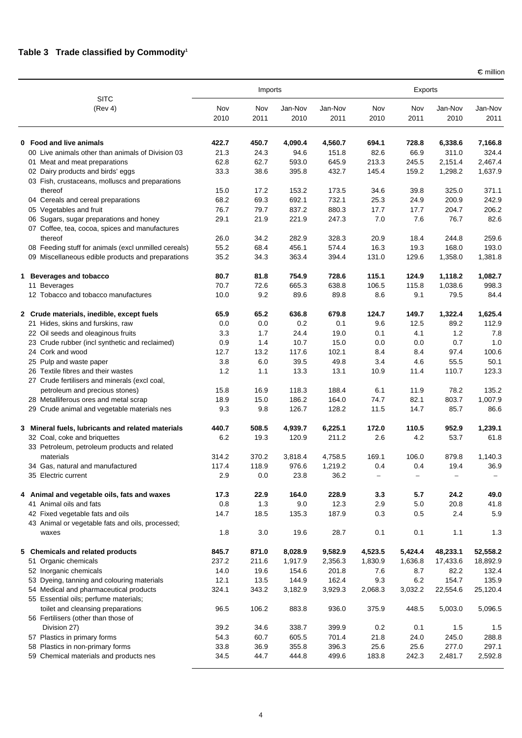## Table 3 Trade classified by Commodity[1]

€ million

| SITC (Rev 4) | Imports | | | | Exports | | | |
|---|---|---|---|---|---|---|---|---|
| | Nov 2010 | Nov 2011 | Jan-Nov 2010 | Jan-Nov 2011 | Nov 2010 | Nov 2011 | Jan-Nov 2010 | Jan-Nov 2011 |
| **0 Food and live animals** | **422.7** | **450.7** | **4,090.4** | **4,560.7** | **694.1** | **728.8** | **6,338.6** | **7,166.8** |
| 00 Live animals other than animals of Division 03 | 21.3 | 24.3 | 94.6 | 151.8 | 82.6 | 66.9 | 311.0 | 324.4 |
| 01 Meat and meat preparations | 62.8 | 62.7 | 593.0 | 645.9 | 213.3 | 245.5 | 2,151.4 | 2,467.4 |
| 02 Dairy products and birds' eggs | 33.3 | 38.6 | 395.8 | 432.7 | 145.4 | 159.2 | 1,298.2 | 1,637.9 |
| 03 Fish, crustaceans, molluscs and preparations thereof | 15.0 | 17.2 | 153.2 | 173.5 | 34.6 | 39.8 | 325.0 | 371.1 |
| 04 Cereals and cereal preparations | 68.2 | 69.3 | 692.1 | 732.1 | 25.3 | 24.9 | 200.9 | 242.9 |
| 05 Vegetables and fruit | 76.7 | 79.7 | 837.2 | 880.3 | 17.7 | 17.7 | 204.7 | 206.2 |
| 06 Sugars, sugar preparations and honey | 29.1 | 21.9 | 221.9 | 247.3 | 7.0 | 7.6 | 76.7 | 82.6 |
| 07 Coffee, tea, cocoa, spices and manufactures thereof | 26.0 | 34.2 | 282.9 | 328.3 | 20.9 | 18.4 | 244.8 | 259.6 |
| 08 Feeding stuff for animals (excl unmilled cereals) | 55.2 | 68.4 | 456.1 | 574.4 | 16.3 | 19.3 | 168.0 | 193.0 |
| 09 Miscellaneous edible products and preparations | 35.2 | 34.3 | 363.4 | 394.4 | 131.0 | 129.6 | 1,358.0 | 1,381.8 |
| **1 Beverages and tobacco** | **80.7** | **81.8** | **754.9** | **728.6** | **115.1** | **124.9** | **1,118.2** | **1,082.7** |
| 11 Beverages | 70.7 | 72.6 | 665.3 | 638.8 | 106.5 | 115.8 | 1,038.6 | 998.3 |
| 12 Tobacco and tobacco manufactures | 10.0 | 9.2 | 89.6 | 89.8 | 8.6 | 9.1 | 79.5 | 84.4 |
| **2 Crude materials, inedible, except fuels** | **65.9** | **65.2** | **636.8** | **679.8** | **124.7** | **149.7** | **1,322.4** | **1,625.4** |
| 21 Hides, skins and furskins, raw | 0.0 | 0.0 | 0.2 | 0.1 | 9.6 | 12.5 | 89.2 | 112.9 |
| 22 Oil seeds and oleaginous fruits | 3.3 | 1.7 | 24.4 | 19.0 | 0.1 | 4.1 | 1.2 | 7.8 |
| 23 Crude rubber (incl synthetic and reclaimed) | 0.9 | 1.4 | 10.7 | 15.0 | 0.0 | 0.0 | 0.7 | 1.0 |
| 24 Cork and wood | 12.7 | 13.2 | 117.6 | 102.1 | 8.4 | 8.4 | 97.4 | 100.6 |
| 25 Pulp and waste paper | 3.8 | 6.0 | 39.5 | 49.8 | 3.4 | 4.6 | 55.5 | 50.1 |
| 26 Textile fibres and their wastes | 1.2 | 1.1 | 13.3 | 13.1 | 10.9 | 11.4 | 110.7 | 123.3 |
| 27 Crude fertilisers and minerals (excl coal, petroleum and precious stones) | 15.8 | 16.9 | 118.3 | 188.4 | 6.1 | 11.9 | 78.2 | 135.2 |
| 28 Metalliferous ores and metal scrap | 18.9 | 15.0 | 186.2 | 164.0 | 74.7 | 82.1 | 803.7 | 1,007.9 |
| 29 Crude animal and vegetable materials nes | 9.3 | 9.8 | 126.7 | 128.2 | 11.5 | 14.7 | 85.7 | 86.6 |
| **3 Mineral fuels, lubricants and related materials** | **440.7** | **508.5** | **4,939.7** | **6,225.1** | **172.0** | **110.5** | **952.9** | **1,239.1** |
| 32 Coal, coke and briquettes | 6.2 | 19.3 | 120.9 | 211.2 | 2.6 | 4.2 | 53.7 | 61.8 |
| 33 Petroleum, petroleum products and related materials | 314.2 | 370.2 | 3,818.4 | 4,758.5 | 169.1 | 106.0 | 879.8 | 1,140.3 |
| 34 Gas, natural and manufactured | 117.4 | 118.9 | 976.6 | 1,219.2 | 0.4 | 0.4 | 19.4 | 36.9 |
| 35 Electric current | 2.9 | 0.0 | 23.8 | 36.2 | – | – | – | – |
| **4 Animal and vegetable oils, fats and waxes** | **17.3** | **22.9** | **164.0** | **228.9** | **3.3** | **5.7** | **24.2** | **49.0** |
| 41 Animal oils and fats | 0.8 | 1.3 | 9.0 | 12.3 | 2.9 | 5.0 | 20.8 | 41.8 |
| 42 Fixed vegetable fats and oils | 14.7 | 18.5 | 135.3 | 187.9 | 0.3 | 0.5 | 2.4 | 5.9 |
| 43 Animal or vegetable fats and oils, processed; waxes | 1.8 | 3.0 | 19.6 | 28.7 | 0.1 | 0.1 | 1.1 | 1.3 |
| **5 Chemicals and related products** | **845.7** | **871.0** | **8,028.9** | **9,582.9** | **4,523.5** | **5,424.4** | **48,233.1** | **52,558.2** |
| 51 Organic chemicals | 237.2 | 211.6 | 1,917.9 | 2,356.3 | 1,830.9 | 1,636.8 | 17,433.6 | 18,892.9 |
| 52 Inorganic chemicals | 14.0 | 19.6 | 154.6 | 201.8 | 7.6 | 8.7 | 82.2 | 132.4 |
| 53 Dyeing, tanning and colouring materials | 12.1 | 13.5 | 144.9 | 162.4 | 9.3 | 6.2 | 154.7 | 135.9 |
| 54 Medical and pharmaceutical products | 324.1 | 343.2 | 3,182.9 | 3,929.3 | 2,068.3 | 3,032.2 | 22,554.6 | 25,120.4 |
| 55 Essential oils; perfume materials; toilet and cleansing preparations | 96.5 | 106.2 | 883.8 | 936.0 | 375.9 | 448.5 | 5,003.0 | 5,096.5 |
| 56 Fertilisers (other than those of Division 27) | 39.2 | 34.6 | 338.7 | 399.9 | 0.2 | 0.1 | 1.5 | 1.5 |
| 57 Plastics in primary forms | 54.3 | 60.7 | 605.5 | 701.4 | 21.8 | 24.0 | 245.0 | 288.8 |
| 58 Plastics in non-primary forms | 33.8 | 36.9 | 355.8 | 396.3 | 25.6 | 25.6 | 277.0 | 297.1 |
| 59 Chemical materials and products nes | 34.5 | 44.7 | 444.8 | 499.6 | 183.8 | 242.3 | 2,481.7 | 2,592.8 |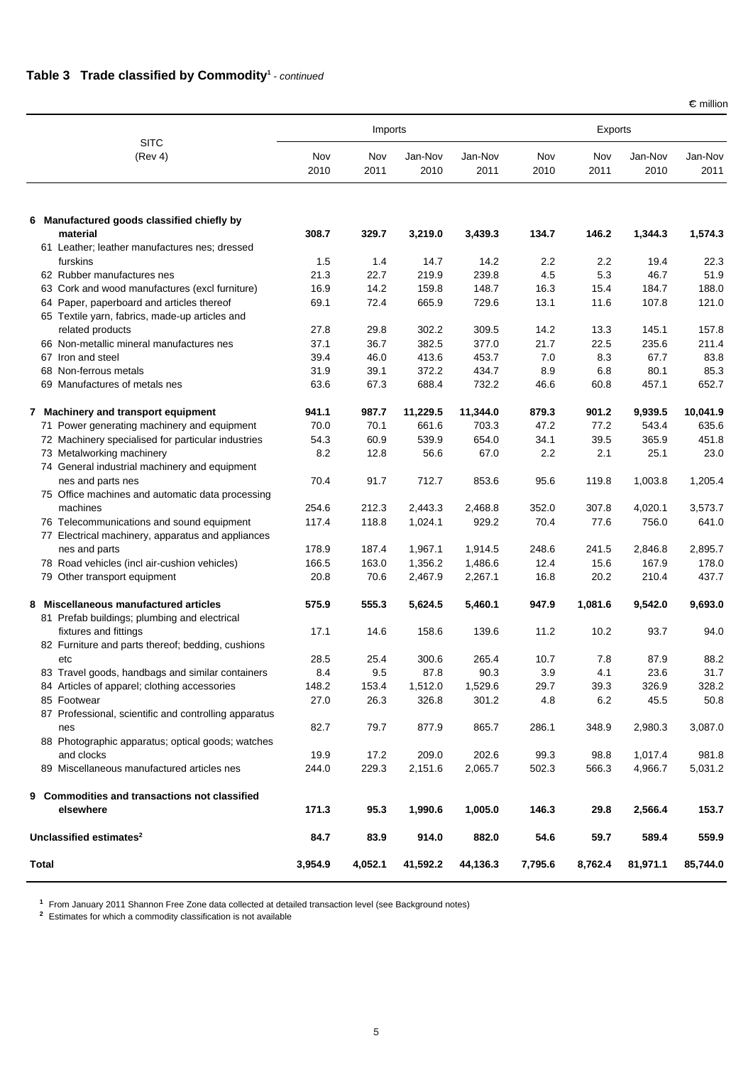## Table 3 Trade classified by Commodity[1] - *continued*

€ million

| SITC (Rev 4) | Imports | | | | Exports | | | |
|---|---|---|---|---|---|---|---|---|
| | Nov 2010 | Nov 2011 | Jan-Nov 2010 | Jan-Nov 2011 | Nov 2010 | Nov 2011 | Jan-Nov 2010 | Jan-Nov 2011 |
| **6 Manufactured goods classified chiefly by material** | **308.7** | **329.7** | **3,219.0** | **3,439.3** | **134.7** | **146.2** | **1,344.3** | **1,574.3** |
| 61 Leather; leather manufactures nes; dressed furskins | 1.5 | 1.4 | 14.7 | 14.2 | 2.2 | 2.2 | 19.4 | 22.3 |
| 62 Rubber manufactures nes | 21.3 | 22.7 | 219.9 | 239.8 | 4.5 | 5.3 | 46.7 | 51.9 |
| 63 Cork and wood manufactures (excl furniture) | 16.9 | 14.2 | 159.8 | 148.7 | 16.3 | 15.4 | 184.7 | 188.0 |
| 64 Paper, paperboard and articles thereof | 69.1 | 72.4 | 665.9 | 729.6 | 13.1 | 11.6 | 107.8 | 121.0 |
| 65 Textile yarn, fabrics, made-up articles and related products | 27.8 | 29.8 | 302.2 | 309.5 | 14.2 | 13.3 | 145.1 | 157.8 |
| 66 Non-metallic mineral manufactures nes | 37.1 | 36.7 | 382.5 | 377.0 | 21.7 | 22.5 | 235.6 | 211.4 |
| 67 Iron and steel | 39.4 | 46.0 | 413.6 | 453.7 | 7.0 | 8.3 | 67.7 | 83.8 |
| 68 Non-ferrous metals | 31.9 | 39.1 | 372.2 | 434.7 | 8.9 | 6.8 | 80.1 | 85.3 |
| 69 Manufactures of metals nes | 63.6 | 67.3 | 688.4 | 732.2 | 46.6 | 60.8 | 457.1 | 652.7 |
| **7 Machinery and transport equipment** | **941.1** | **987.7** | **11,229.5** | **11,344.0** | **879.3** | **901.2** | **9,939.5** | **10,041.9** |
| 71 Power generating machinery and equipment | 70.0 | 70.1 | 661.6 | 703.3 | 47.2 | 77.2 | 543.4 | 635.6 |
| 72 Machinery specialised for particular industries | 54.3 | 60.9 | 539.9 | 654.0 | 34.1 | 39.5 | 365.9 | 451.8 |
| 73 Metalworking machinery | 8.2 | 12.8 | 56.6 | 67.0 | 2.2 | 2.1 | 25.1 | 23.0 |
| 74 General industrial machinery and equipment nes and parts nes | 70.4 | 91.7 | 712.7 | 853.6 | 95.6 | 119.8 | 1,003.8 | 1,205.4 |
| 75 Office machines and automatic data processing machines | 254.6 | 212.3 | 2,443.3 | 2,468.8 | 352.0 | 307.8 | 4,020.1 | 3,573.7 |
| 76 Telecommunications and sound equipment | 117.4 | 118.8 | 1,024.1 | 929.2 | 70.4 | 77.6 | 756.0 | 641.0 |
| 77 Electrical machinery, apparatus and appliances nes and parts | 178.9 | 187.4 | 1,967.1 | 1,914.5 | 248.6 | 241.5 | 2,846.8 | 2,895.7 |
| 78 Road vehicles (incl air-cushion vehicles) | 166.5 | 163.0 | 1,356.2 | 1,486.6 | 12.4 | 15.6 | 167.9 | 178.0 |
| 79 Other transport equipment | 20.8 | 70.6 | 2,467.9 | 2,267.1 | 16.8 | 20.2 | 210.4 | 437.7 |
| **8 Miscellaneous manufactured articles** | **575.9** | **555.3** | **5,624.5** | **5,460.1** | **947.9** | **1,081.6** | **9,542.0** | **9,693.0** |
| 81 Prefab buildings; plumbing and electrical fixtures and fittings | 17.1 | 14.6 | 158.6 | 139.6 | 11.2 | 10.2 | 93.7 | 94.0 |
| 82 Furniture and parts thereof; bedding, cushions etc | 28.5 | 25.4 | 300.6 | 265.4 | 10.7 | 7.8 | 87.9 | 88.2 |
| 83 Travel goods, handbags and similar containers | 8.4 | 9.5 | 87.8 | 90.3 | 3.9 | 4.1 | 23.6 | 31.7 |
| 84 Articles of apparel; clothing accessories | 148.2 | 153.4 | 1,512.0 | 1,529.6 | 29.7 | 39.3 | 326.9 | 328.2 |
| 85 Footwear | 27.0 | 26.3 | 326.8 | 301.2 | 4.8 | 6.2 | 45.5 | 50.8 |
| 87 Professional, scientific and controlling apparatus nes | 82.7 | 79.7 | 877.9 | 865.7 | 286.1 | 348.9 | 2,980.3 | 3,087.0 |
| 88 Photographic apparatus; optical goods; watches and clocks | 19.9 | 17.2 | 209.0 | 202.6 | 99.3 | 98.8 | 1,017.4 | 981.8 |
| 89 Miscellaneous manufactured articles nes | 244.0 | 229.3 | 2,151.6 | 2,065.7 | 502.3 | 566.3 | 4,966.7 | 5,031.2 |
| **9 Commodities and transactions not classified elsewhere** | **171.3** | **95.3** | **1,990.6** | **1,005.0** | **146.3** | **29.8** | **2,566.4** | **153.7** |
| **Unclassified estimates[2]** | **84.7** | **83.9** | **914.0** | **882.0** | **54.6** | **59.7** | **589.4** | **559.9** |
| **Total** | **3,954.9** | **4,052.1** | **41,592.2** | **44,136.3** | **7,795.6** | **8,762.4** | **81,971.1** | **85,744.0** |

[1] From January 2011 Shannon Free Zone data collected at detailed transaction level (see Background notes)

[2] Estimates for which a commodity classification is not available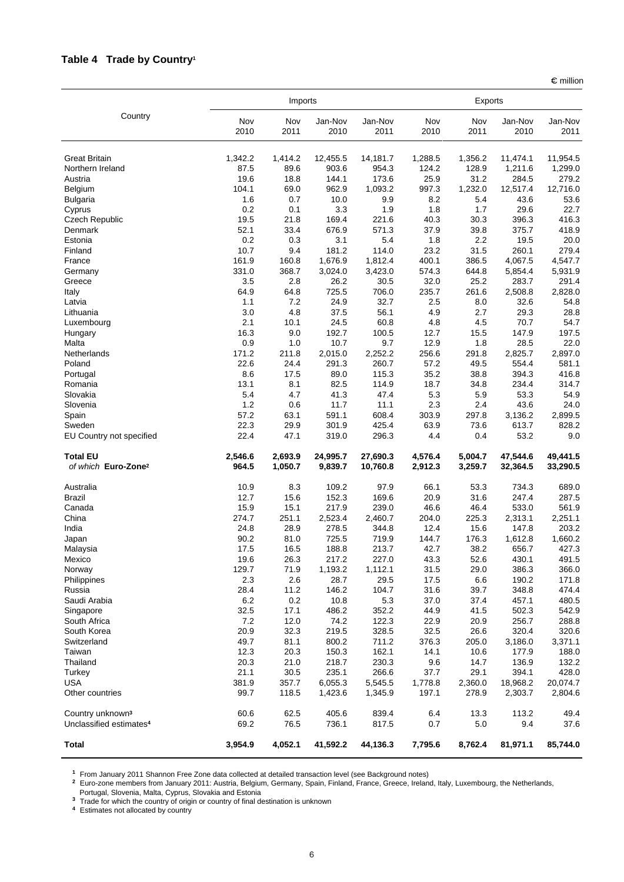## Table 4 Trade by Country[1]

€ million

| Country | Imports | | | | Exports | | | |
|---|---|---|---|---|---|---|---|---|
| | Nov 2010 | Nov 2011 | Jan-Nov 2010 | Jan-Nov 2011 | Nov 2010 | Nov 2011 | Jan-Nov 2010 | Jan-Nov 2011 |
| Great Britain | 1,342.2 | 1,414.2 | 12,455.5 | 14,181.7 | 1,288.5 | 1,356.2 | 11,474.1 | 11,954.5 |
| Northern Ireland | 87.5 | 89.6 | 903.6 | 954.3 | 124.2 | 128.9 | 1,211.6 | 1,299.0 |
| Austria | 19.6 | 18.8 | 144.1 | 173.6 | 25.9 | 31.2 | 284.5 | 279.2 |
| Belgium | 104.1 | 69.0 | 962.9 | 1,093.2 | 997.3 | 1,232.0 | 12,517.4 | 12,716.0 |
| Bulgaria | 1.6 | 0.7 | 10.0 | 9.9 | 8.2 | 5.4 | 43.6 | 53.6 |
| Cyprus | 0.2 | 0.1 | 3.3 | 1.9 | 1.8 | 1.7 | 29.6 | 22.7 |
| Czech Republic | 19.5 | 21.8 | 169.4 | 221.6 | 40.3 | 30.3 | 396.3 | 416.3 |
| Denmark | 52.1 | 33.4 | 676.9 | 571.3 | 37.9 | 39.8 | 375.7 | 418.9 |
| Estonia | 0.2 | 0.3 | 3.1 | 5.4 | 1.8 | 2.2 | 19.5 | 20.0 |
| Finland | 10.7 | 9.4 | 181.2 | 114.0 | 23.2 | 31.5 | 260.1 | 279.4 |
| France | 161.9 | 160.8 | 1,676.9 | 1,812.4 | 400.1 | 386.5 | 4,067.5 | 4,547.7 |
| Germany | 331.0 | 368.7 | 3,024.0 | 3,423.0 | 574.3 | 644.8 | 5,854.4 | 5,931.9 |
| Greece | 3.5 | 2.8 | 26.2 | 30.5 | 32.0 | 25.2 | 283.7 | 291.4 |
| Italy | 64.9 | 64.8 | 725.5 | 706.0 | 235.7 | 261.6 | 2,508.8 | 2,828.0 |
| Latvia | 1.1 | 7.2 | 24.9 | 32.7 | 2.5 | 8.0 | 32.6 | 54.8 |
| Lithuania | 3.0 | 4.8 | 37.5 | 56.1 | 4.9 | 2.7 | 29.3 | 28.8 |
| Luxembourg | 2.1 | 10.1 | 24.5 | 60.8 | 4.8 | 4.5 | 70.7 | 54.7 |
| Hungary | 16.3 | 9.0 | 192.7 | 100.5 | 12.7 | 15.5 | 147.9 | 197.5 |
| Malta | 0.9 | 1.0 | 10.7 | 9.7 | 12.9 | 1.8 | 28.5 | 22.0 |
| Netherlands | 171.2 | 211.8 | 2,015.0 | 2,252.2 | 256.6 | 291.8 | 2,825.7 | 2,897.0 |
| Poland | 22.6 | 24.4 | 291.3 | 260.7 | 57.2 | 49.5 | 554.4 | 581.1 |
| Portugal | 8.6 | 17.5 | 89.0 | 115.3 | 35.2 | 38.8 | 394.3 | 416.8 |
| Romania | 13.1 | 8.1 | 82.5 | 114.9 | 18.7 | 34.8 | 234.4 | 314.7 |
| Slovakia | 5.4 | 4.7 | 41.3 | 47.4 | 5.3 | 5.9 | 53.3 | 54.9 |
| Slovenia | 1.2 | 0.6 | 11.7 | 11.1 | 2.3 | 2.4 | 43.6 | 24.0 |
| Spain | 57.2 | 63.1 | 591.1 | 608.4 | 303.9 | 297.8 | 3,136.2 | 2,899.5 |
| Sweden | 22.3 | 29.9 | 301.9 | 425.4 | 63.9 | 73.6 | 613.7 | 828.2 |
| EU Country not specified | 22.4 | 47.1 | 319.0 | 296.3 | 4.4 | 0.4 | 53.2 | 9.0 |
| **Total EU** | **2,546.6** | **2,693.9** | **24,995.7** | **27,690.3** | **4,576.4** | **5,004.7** | **47,544.6** | **49,441.5** |
| *of which* **Euro-Zone**[2] | **964.5** | **1,050.7** | **9,839.7** | **10,760.8** | **2,912.3** | **3,259.7** | **32,364.5** | **33,290.5** |
| Australia | 10.9 | 8.3 | 109.2 | 97.9 | 66.1 | 53.3 | 734.3 | 689.0 |
| Brazil | 12.7 | 15.6 | 152.3 | 169.6 | 20.9 | 31.6 | 247.4 | 287.5 |
| Canada | 15.9 | 15.1 | 217.9 | 239.0 | 46.6 | 46.4 | 533.0 | 561.9 |
| China | 274.7 | 251.1 | 2,523.4 | 2,460.7 | 204.0 | 225.3 | 2,313.1 | 2,251.1 |
| India | 24.8 | 28.9 | 278.5 | 344.8 | 12.4 | 15.6 | 147.8 | 203.2 |
| Japan | 90.2 | 81.0 | 725.5 | 719.9 | 144.7 | 176.3 | 1,612.8 | 1,660.2 |
| Malaysia | 17.5 | 16.5 | 188.8 | 213.7 | 42.7 | 38.2 | 656.7 | 427.3 |
| Mexico | 19.6 | 26.3 | 217.2 | 227.0 | 43.3 | 52.6 | 430.1 | 491.5 |
| Norway | 129.7 | 71.9 | 1,193.2 | 1,112.1 | 31.5 | 29.0 | 386.3 | 366.0 |
| Philippines | 2.3 | 2.6 | 28.7 | 29.5 | 17.5 | 6.6 | 190.2 | 171.8 |
| Russia | 28.4 | 11.2 | 146.2 | 104.7 | 31.6 | 39.7 | 348.8 | 474.4 |
| Saudi Arabia | 6.2 | 0.2 | 10.8 | 5.3 | 37.0 | 37.4 | 457.1 | 480.5 |
| Singapore | 32.5 | 17.1 | 486.2 | 352.2 | 44.9 | 41.5 | 502.3 | 542.9 |
| South Africa | 7.2 | 12.0 | 74.2 | 122.3 | 22.9 | 20.9 | 256.7 | 288.8 |
| South Korea | 20.9 | 32.3 | 219.5 | 328.5 | 32.5 | 26.6 | 320.4 | 320.6 |
| Switzerland | 49.7 | 81.1 | 800.2 | 711.2 | 376.3 | 205.0 | 3,186.0 | 3,371.1 |
| Taiwan | 12.3 | 20.3 | 150.3 | 162.1 | 14.1 | 10.6 | 177.9 | 188.0 |
| Thailand | 20.3 | 21.0 | 218.7 | 230.3 | 9.6 | 14.7 | 136.9 | 132.2 |
| Turkey | 21.1 | 30.5 | 235.1 | 266.6 | 37.7 | 29.1 | 394.1 | 428.0 |
| USA | 381.9 | 357.7 | 6,055.3 | 5,545.5 | 1,778.8 | 2,360.0 | 18,968.2 | 20,074.7 |
| Other countries | 99.7 | 118.5 | 1,423.6 | 1,345.9 | 197.1 | 278.9 | 2,303.7 | 2,804.6 |
| Country unknown[3] | 60.6 | 62.5 | 405.6 | 839.4 | 6.4 | 13.3 | 113.2 | 49.4 |
| Unclassified estimates[4] | 69.2 | 76.5 | 736.1 | 817.5 | 0.7 | 5.0 | 9.4 | 37.6 |
| **Total** | **3,954.9** | **4,052.1** | **41,592.2** | **44,136.3** | **7,795.6** | **8,762.4** | **81,971.1** | **85,744.0** |

[1] From January 2011 Shannon Free Zone data collected at detailed transaction level (see Background notes)
[2] Euro-zone members from January 2011: Austria, Belgium, Germany, Spain, Finland, France, Greece, Ireland, Italy, Luxembourg, the Netherlands, Portugal, Slovenia, Malta, Cyprus, Slovakia and Estonia
[3] Trade for which the country of origin or country of final destination is unknown
[4] Estimates not allocated by country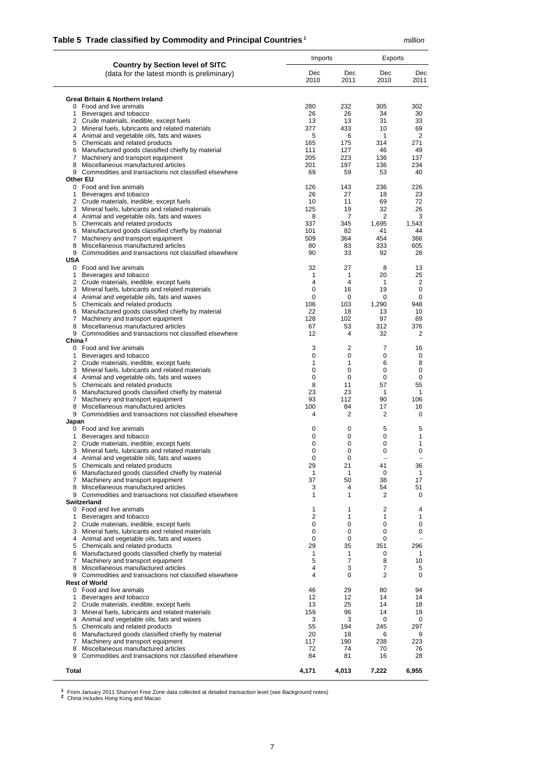## Table 5 Trade classified by Commodity and Principal Countries[1]

*million*

| Country by Section level of SITC (data for the latest month is preliminary) | Imports | | Exports | |
|---|---|---|---|---|
| | Dec 2010 | Dec 2011 | Dec 2010 | Dec 2011 |
| **Great Britain & Northern Ireland** | | | | |
| 0 Food and live animals | 280 | 232 | 305 | 302 |
| 1 Beverages and tobacco | 26 | 26 | 34 | 30 |
| 2 Crude materials, inedible, except fuels | 13 | 13 | 31 | 33 |
| 3 Mineral fuels, lubricants and related materials | 377 | 433 | 10 | 69 |
| 4 Animal and vegetable oils, fats and waxes | 5 | 6 | 1 | 2 |
| 5 Chemicals and related products | 165 | 175 | 314 | 271 |
| 6 Manufactured goods classified chiefly by material | 111 | 127 | 46 | 49 |
| 7 Machinery and transport equipment | 205 | 223 | 136 | 137 |
| 8 Miscellaneous manufactured articles | 201 | 197 | 136 | 234 |
| 9 Commodities and transactions not classified elsewhere | 69 | 59 | 53 | 40 |
| **Other EU** | | | | |
| 0 Food and live animals | 126 | 143 | 236 | 226 |
| 1 Beverages and tobacco | 26 | 27 | 18 | 23 |
| 2 Crude materials, inedible, except fuels | 10 | 11 | 69 | 72 |
| 3 Mineral fuels, lubricants and related materials | 125 | 19 | 32 | 26 |
| 4 Animal and vegetable oils, fats and waxes | 8 | 7 | 2 | 3 |
| 5 Chemicals and related products | 337 | 345 | 1,695 | 1,543 |
| 6 Manufactured goods classified chiefly by material | 101 | 82 | 41 | 44 |
| 7 Machinery and transport equipment | 509 | 364 | 454 | 366 |
| 8 Miscellaneous manufactured articles | 80 | 83 | 333 | 605 |
| 9 Commodities and transactions not classified elsewhere | 90 | 33 | 92 | 28 |
| **USA** | | | | |
| 0 Food and live animals | 32 | 27 | 8 | 13 |
| 1 Beverages and tobacco | 1 | 1 | 20 | 25 |
| 2 Crude materials, inedible, except fuels | 4 | 4 | 1 | 2 |
| 3 Mineral fuels, lubricants and related materials | 0 | 16 | 19 | 0 |
| 4 Animal and vegetable oils, fats and waxes | 0 | 0 | 0 | 0 |
| 5 Chemicals and related products | 106 | 103 | 1,290 | 948 |
| 6 Manufactured goods classified chiefly by material | 22 | 18 | 13 | 10 |
| 7 Machinery and transport equipment | 128 | 102 | 97 | 69 |
| 8 Miscellaneous manufactured articles | 67 | 53 | 312 | 376 |
| 9 Commodities and transactions not classified elsewhere | 12 | 4 | 32 | 2 |
| **China[2]** | | | | |
| 0 Food and live animals | 3 | 2 | 7 | 16 |
| 1 Beverages and tobacco | 0 | 0 | 0 | 0 |
| 2 Crude materials, inedible, except fuels | 1 | 1 | 6 | 8 |
| 3 Mineral fuels, lubricants and related materials | 0 | 0 | 0 | 0 |
| 4 Animal and vegetable oils, fats and waxes | 0 | 0 | 0 | 0 |
| 5 Chemicals and related products | 8 | 11 | 57 | 55 |
| 6 Manufactured goods classified chiefly by material | 23 | 23 | 1 | 1 |
| 7 Machinery and transport equipment | 93 | 112 | 90 | 106 |
| 8 Miscellaneous manufactured articles | 100 | 84 | 17 | 16 |
| 9 Commodities and transactions not classified elsewhere | 4 | 2 | 2 | 0 |
| **Japan** | | | | |
| 0 Food and live animals | 0 | 0 | 5 | 5 |
| 1 Beverages and tobacco | 0 | 0 | 0 | 1 |
| 2 Crude materials, inedible, except fuels | 0 | 0 | 0 | 1 |
| 3 Mineral fuels, lubricants and related materials | 0 | 0 | 0 | 0 |
| 4 Animal and vegetable oils, fats and waxes | 0 | 0 | – | – |
| 5 Chemicals and related products | 29 | 21 | 41 | 36 |
| 6 Manufactured goods classified chiefly by material | 1 | 1 | 0 | 1 |
| 7 Machinery and transport equipment | 37 | 50 | 38 | 17 |
| 8 Miscellaneous manufactured articles | 3 | 4 | 54 | 51 |
| 9 Commodities and transactions not classified elsewhere | 1 | 1 | 2 | 0 |
| **Switzerland** | | | | |
| 0 Food and live animals | 1 | 1 | 2 | 4 |
| 1 Beverages and tobacco | 2 | 1 | 1 | 1 |
| 2 Crude materials, inedible, except fuels | 0 | 0 | 0 | 0 |
| 3 Mineral fuels, lubricants and related materials | 0 | 0 | 0 | 0 |
| 4 Animal and vegetable oils, fats and waxes | 0 | 0 | 0 | – |
| 5 Chemicals and related products | 29 | 35 | 351 | 296 |
| 6 Manufactured goods classified chiefly by material | 1 | 1 | 0 | 1 |
| 7 Machinery and transport equipment | 5 | 7 | 8 | 10 |
| 8 Miscellaneous manufactured articles | 4 | 3 | 7 | 5 |
| 9 Commodities and transactions not classified elsewhere | 4 | 0 | 2 | 0 |
| **Rest of World** | | | | |
| 0 Food and live animals | 46 | 29 | 80 | 94 |
| 1 Beverages and tobacco | 12 | 12 | 14 | 14 |
| 2 Crude materials, inedible, except fuels | 13 | 25 | 14 | 18 |
| 3 Mineral fuels, lubricants and related materials | 159 | 96 | 14 | 19 |
| 4 Animal and vegetable oils, fats and waxes | 3 | 3 | 0 | 0 |
| 5 Chemicals and related products | 55 | 194 | 245 | 297 |
| 6 Manufactured goods classified chiefly by material | 20 | 18 | 6 | 9 |
| 7 Machinery and transport equipment | 117 | 190 | 238 | 223 |
| 8 Miscellaneous manufactured articles | 72 | 74 | 70 | 76 |
| 9 Commodities and transactions not classified elsewhere | 84 | 81 | 16 | 28 |
| **Total** | **4,171** | **4,013** | **7,222** | **6,955** |

[1] From January 2011 Shannon Free Zone data collected at detailed transaction level (see Background notes)
[2] China includes Hong Kong and Macao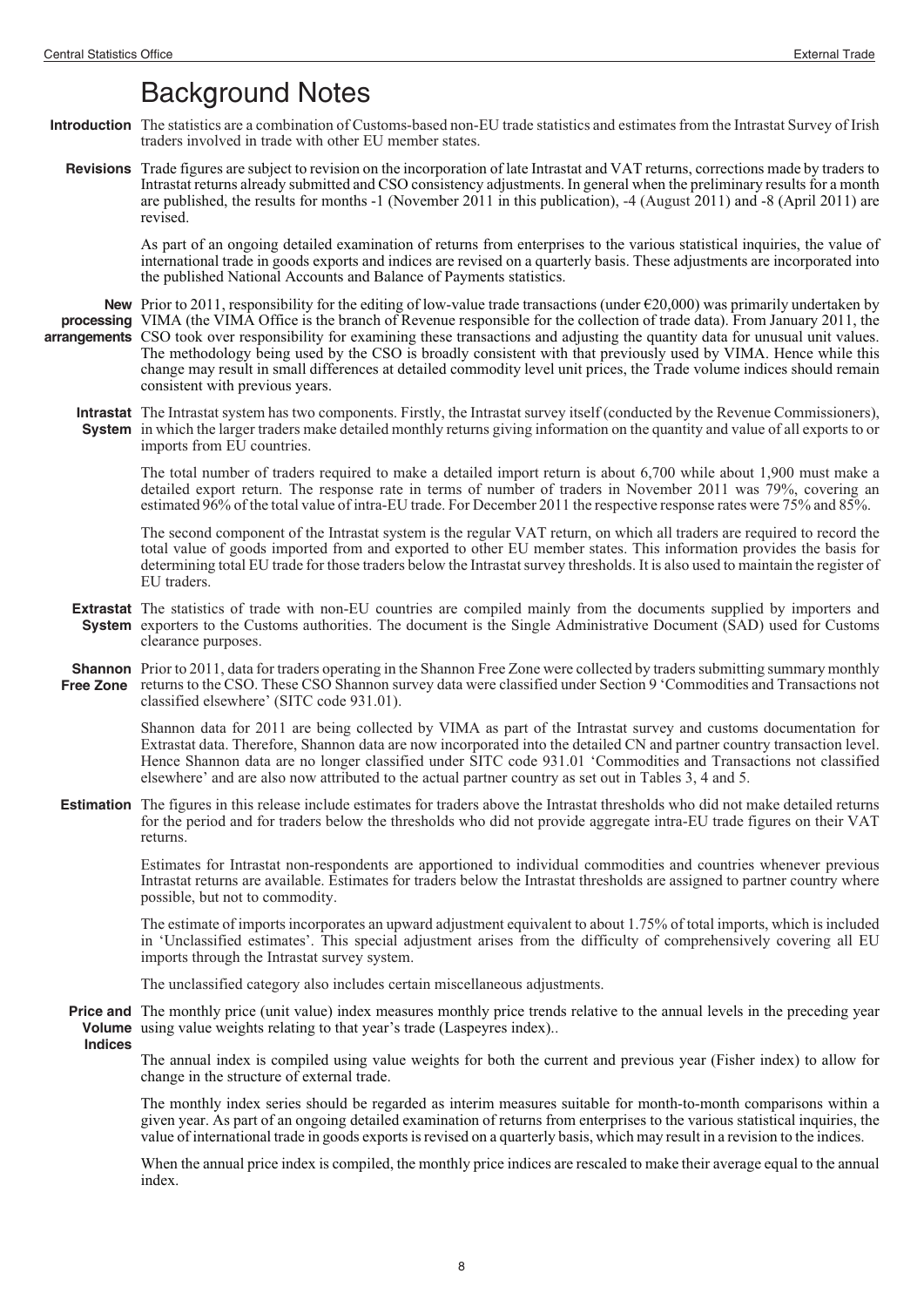# Background Notes

**Introduction** The statistics are a combination of Customs-based non-EU trade statistics and estimates from the Intrastat Survey of Irish traders involved in trade with other EU member states.

**Revisions** Trade figures are subject to revision on the incorporation of late Intrastat and VAT returns, corrections made by traders to Intrastat returns already submitted and CSO consistency adjustments. In general when the preliminary results for a month are published, the results for months -1 (November 2011 in this publication), -4 (August 2011) and -8 (April 2011) are revised.

As part of an ongoing detailed examination of returns from enterprises to the various statistical inquiries, the value of international trade in goods exports and indices are revised on a quarterly basis. These adjustments are incorporated into the published National Accounts and Balance of Payments statistics.

**New processing arrangements** Prior to 2011, responsibility for the editing of low-value trade transactions (under €20,000) was primarily undertaken by VIMA (the VIMA Office is the branch of Revenue responsible for the collection of trade data). From January 2011, the CSO took over responsibility for examining these transactions and adjusting the quantity data for unusual unit values. The methodology being used by the CSO is broadly consistent with that previously used by VIMA. Hence while this change may result in small differences at detailed commodity level unit prices, the Trade volume indices should remain consistent with previous years.

**Intrastat System** The Intrastat system has two components. Firstly, the Intrastat survey itself (conducted by the Revenue Commissioners), in which the larger traders make detailed monthly returns giving information on the quantity and value of all exports to or imports from EU countries.

The total number of traders required to make a detailed import return is about 6,700 while about 1,900 must make a detailed export return. The response rate in terms of number of traders in November 2011 was 79%, covering an estimated 96% of the total value of intra-EU trade. For December 2011 the respective response rates were 75% and 85%.

The second component of the Intrastat system is the regular VAT return, on which all traders are required to record the total value of goods imported from and exported to other EU member states. This information provides the basis for determining total EU trade for those traders below the Intrastat survey thresholds. It is also used to maintain the register of EU traders.

**Extrastat System** The statistics of trade with non-EU countries are compiled mainly from the documents supplied by importers and exporters to the Customs authorities. The document is the Single Administrative Document (SAD) used for Customs clearance purposes.

**Shannon Free Zone** Prior to 2011, data for traders operating in the Shannon Free Zone were collected by traders submitting summary monthly returns to the CSO. These CSO Shannon survey data were classified under Section 9 'Commodities and Transactions not classified elsewhere' (SITC code 931.01).

Shannon data for 2011 are being collected by VIMA as part of the Intrastat survey and customs documentation for Extrastat data. Therefore, Shannon data are now incorporated into the detailed CN and partner country transaction level. Hence Shannon data are no longer classified under SITC code 931.01 'Commodities and Transactions not classified elsewhere' and are also now attributed to the actual partner country as set out in Tables 3, 4 and 5.

**Estimation** The figures in this release include estimates for traders above the Intrastat thresholds who did not make detailed returns for the period and for traders below the thresholds who did not provide aggregate intra-EU trade figures on their VAT returns.

Estimates for Intrastat non-respondents are apportioned to individual commodities and countries whenever previous Intrastat returns are available. Estimates for traders below the Intrastat thresholds are assigned to partner country where possible, but not to commodity.

The estimate of imports incorporates an upward adjustment equivalent to about 1.75% of total imports, which is included in 'Unclassified estimates'. This special adjustment arises from the difficulty of comprehensively covering all EU imports through the Intrastat survey system.

The unclassified category also includes certain miscellaneous adjustments.

**Price and Volume Indices** The monthly price (unit value) index measures monthly price trends relative to the annual levels in the preceding year using value weights relating to that year's trade (Laspeyres index)..

The annual index is compiled using value weights for both the current and previous year (Fisher index) to allow for change in the structure of external trade.

The monthly index series should be regarded as interim measures suitable for month-to-month comparisons within a given year. As part of an ongoing detailed examination of returns from enterprises to the various statistical inquiries, the value of international trade in goods exports is revised on a quarterly basis, which may result in a revision to the indices.

When the annual price index is compiled, the monthly price indices are rescaled to make their average equal to the annual index.